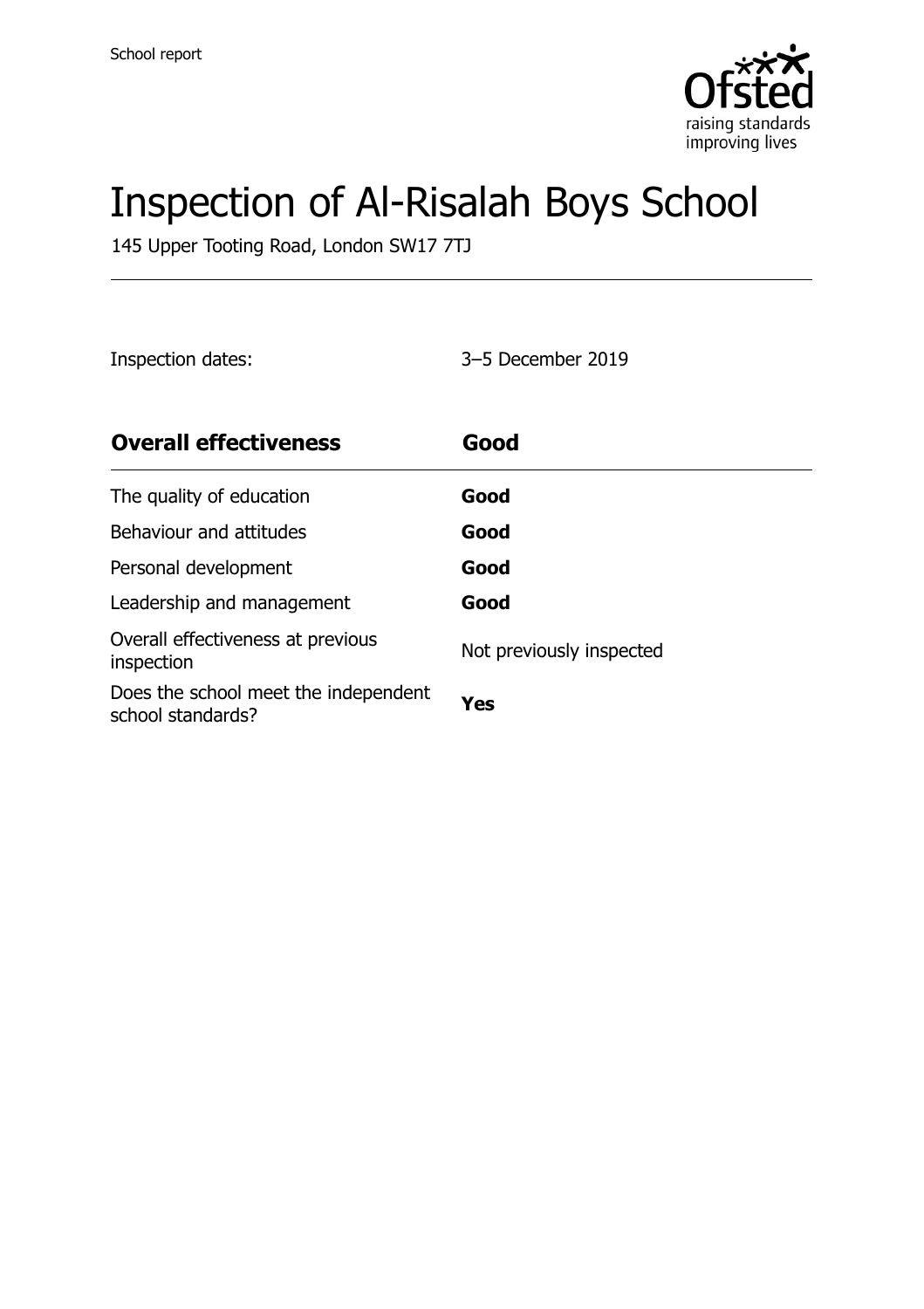School report

# Inspection of Al-Risalah Boys School

145 Upper Tooting Road, London SW17 7TJ

Inspection dates: 3–5 December 2019

| **Overall effectiveness** | **Good** |
|---|---|
| The quality of education | **Good** |
| Behaviour and attitudes | **Good** |
| Personal development | **Good** |
| Leadership and management | **Good** |
| Overall effectiveness at previous inspection | Not previously inspected |
| Does the school meet the independent school standards? | **Yes** |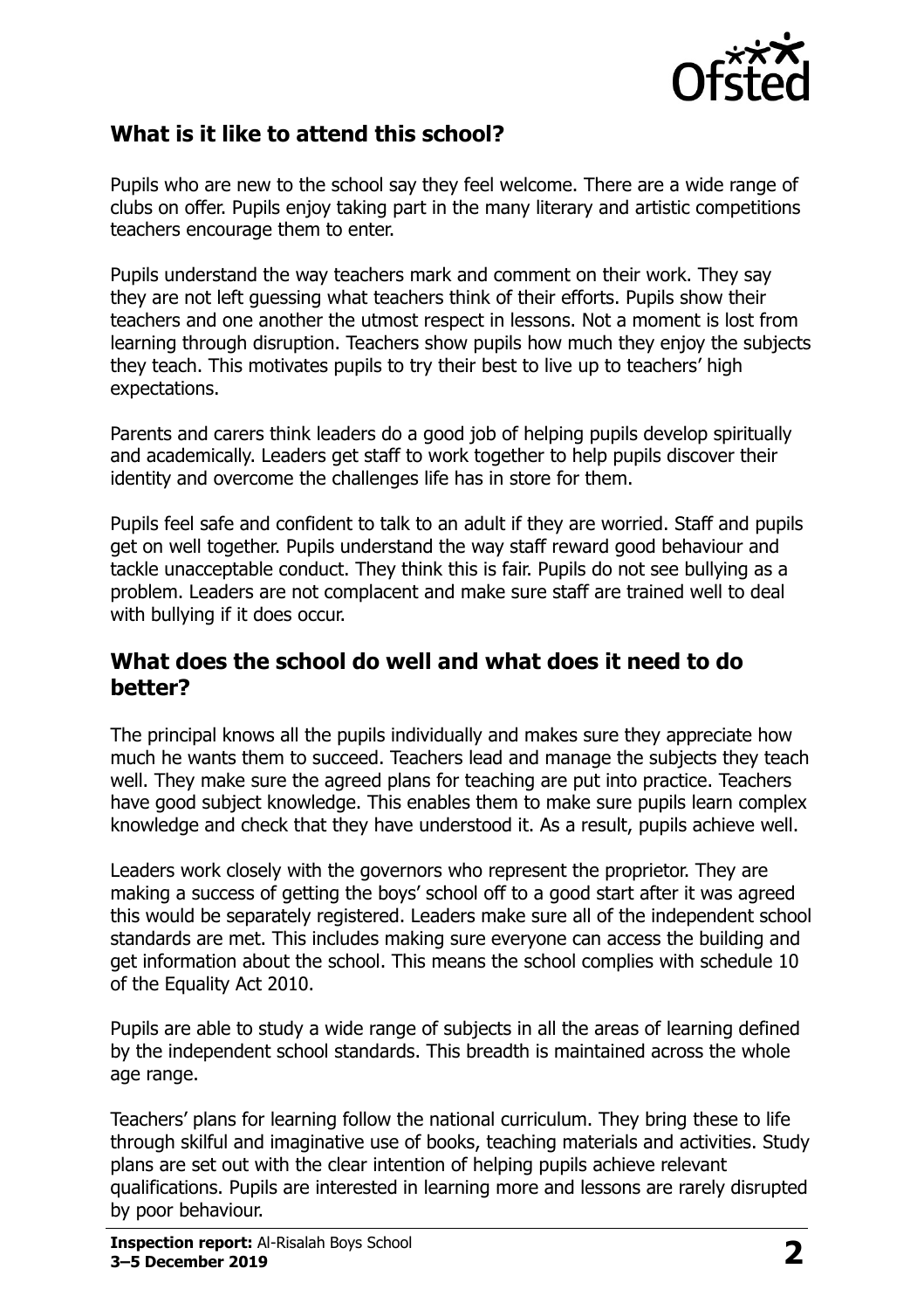## What is it like to attend this school?

Pupils who are new to the school say they feel welcome. There are a wide range of clubs on offer. Pupils enjoy taking part in the many literary and artistic competitions teachers encourage them to enter.

Pupils understand the way teachers mark and comment on their work. They say they are not left guessing what teachers think of their efforts. Pupils show their teachers and one another the utmost respect in lessons. Not a moment is lost from learning through disruption. Teachers show pupils how much they enjoy the subjects they teach. This motivates pupils to try their best to live up to teachers' high expectations.

Parents and carers think leaders do a good job of helping pupils develop spiritually and academically. Leaders get staff to work together to help pupils discover their identity and overcome the challenges life has in store for them.

Pupils feel safe and confident to talk to an adult if they are worried. Staff and pupils get on well together. Pupils understand the way staff reward good behaviour and tackle unacceptable conduct. They think this is fair. Pupils do not see bullying as a problem. Leaders are not complacent and make sure staff are trained well to deal with bullying if it does occur.

## What does the school do well and what does it need to do better?

The principal knows all the pupils individually and makes sure they appreciate how much he wants them to succeed. Teachers lead and manage the subjects they teach well. They make sure the agreed plans for teaching are put into practice. Teachers have good subject knowledge. This enables them to make sure pupils learn complex knowledge and check that they have understood it. As a result, pupils achieve well.

Leaders work closely with the governors who represent the proprietor. They are making a success of getting the boys' school off to a good start after it was agreed this would be separately registered. Leaders make sure all of the independent school standards are met. This includes making sure everyone can access the building and get information about the school. This means the school complies with schedule 10 of the Equality Act 2010.

Pupils are able to study a wide range of subjects in all the areas of learning defined by the independent school standards. This breadth is maintained across the whole age range.

Teachers' plans for learning follow the national curriculum. They bring these to life through skilful and imaginative use of books, teaching materials and activities. Study plans are set out with the clear intention of helping pupils achieve relevant qualifications. Pupils are interested in learning more and lessons are rarely disrupted by poor behaviour.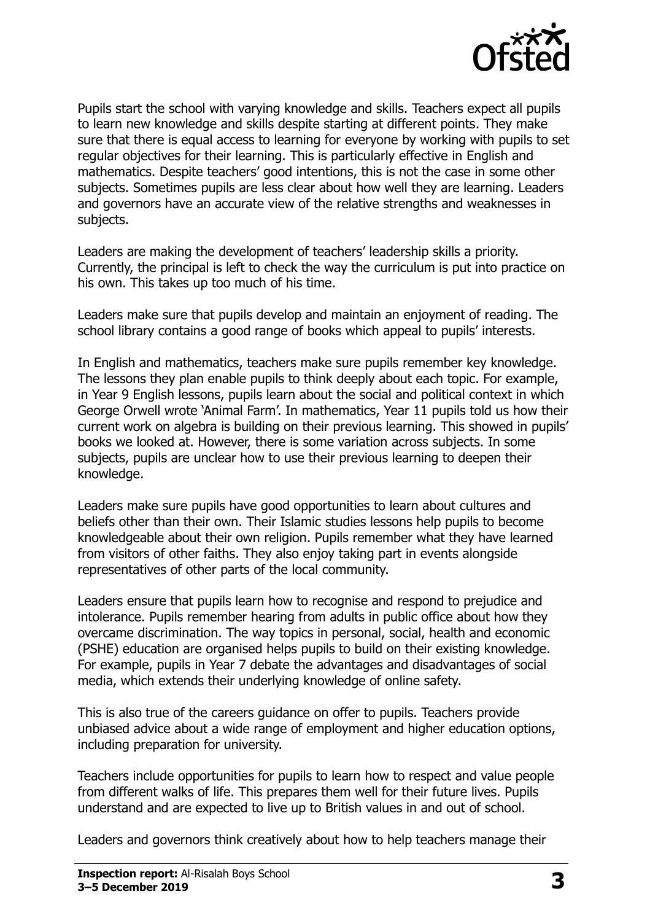Pupils start the school with varying knowledge and skills. Teachers expect all pupils to learn new knowledge and skills despite starting at different points. They make sure that there is equal access to learning for everyone by working with pupils to set regular objectives for their learning. This is particularly effective in English and mathematics. Despite teachers' good intentions, this is not the case in some other subjects. Sometimes pupils are less clear about how well they are learning. Leaders and governors have an accurate view of the relative strengths and weaknesses in subjects.

Leaders are making the development of teachers' leadership skills a priority. Currently, the principal is left to check the way the curriculum is put into practice on his own. This takes up too much of his time.

Leaders make sure that pupils develop and maintain an enjoyment of reading. The school library contains a good range of books which appeal to pupils' interests.

In English and mathematics, teachers make sure pupils remember key knowledge. The lessons they plan enable pupils to think deeply about each topic. For example, in Year 9 English lessons, pupils learn about the social and political context in which George Orwell wrote 'Animal Farm'. In mathematics, Year 11 pupils told us how their current work on algebra is building on their previous learning. This showed in pupils' books we looked at. However, there is some variation across subjects. In some subjects, pupils are unclear how to use their previous learning to deepen their knowledge.

Leaders make sure pupils have good opportunities to learn about cultures and beliefs other than their own. Their Islamic studies lessons help pupils to become knowledgeable about their own religion. Pupils remember what they have learned from visitors of other faiths. They also enjoy taking part in events alongside representatives of other parts of the local community.

Leaders ensure that pupils learn how to recognise and respond to prejudice and intolerance. Pupils remember hearing from adults in public office about how they overcame discrimination. The way topics in personal, social, health and economic (PSHE) education are organised helps pupils to build on their existing knowledge. For example, pupils in Year 7 debate the advantages and disadvantages of social media, which extends their underlying knowledge of online safety.

This is also true of the careers guidance on offer to pupils. Teachers provide unbiased advice about a wide range of employment and higher education options, including preparation for university.

Teachers include opportunities for pupils to learn how to respect and value people from different walks of life. This prepares them well for their future lives. Pupils understand and are expected to live up to British values in and out of school.

Leaders and governors think creatively about how to help teachers manage their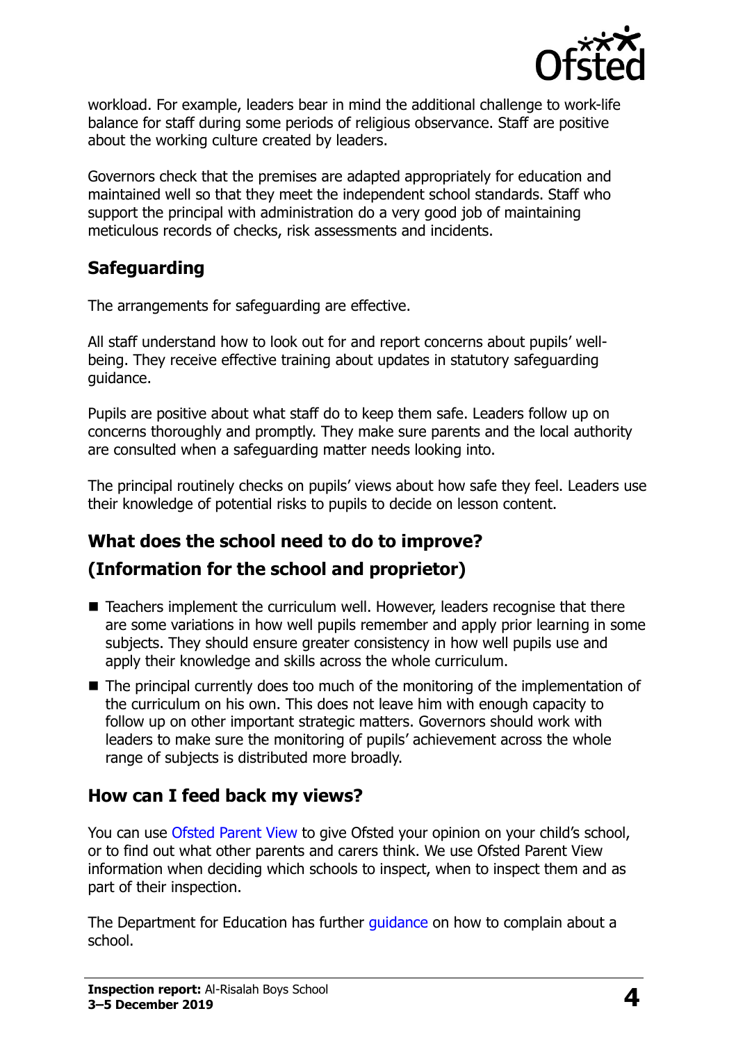workload. For example, leaders bear in mind the additional challenge to work-life balance for staff during some periods of religious observance. Staff are positive about the working culture created by leaders.

Governors check that the premises are adapted appropriately for education and maintained well so that they meet the independent school standards. Staff who support the principal with administration do a very good job of maintaining meticulous records of checks, risk assessments and incidents.

## Safeguarding

The arrangements for safeguarding are effective.

All staff understand how to look out for and report concerns about pupils' well-being. They receive effective training about updates in statutory safeguarding guidance.

Pupils are positive about what staff do to keep them safe. Leaders follow up on concerns thoroughly and promptly. They make sure parents and the local authority are consulted when a safeguarding matter needs looking into.

The principal routinely checks on pupils' views about how safe they feel. Leaders use their knowledge of potential risks to pupils to decide on lesson content.

## What does the school need to do to improve?
## (Information for the school and proprietor)

- Teachers implement the curriculum well. However, leaders recognise that there are some variations in how well pupils remember and apply prior learning in some subjects. They should ensure greater consistency in how well pupils use and apply their knowledge and skills across the whole curriculum.
- The principal currently does too much of the monitoring of the implementation of the curriculum on his own. This does not leave him with enough capacity to follow up on other important strategic matters. Governors should work with leaders to make sure the monitoring of pupils' achievement across the whole range of subjects is distributed more broadly.

## How can I feed back my views?

You can use Ofsted Parent View to give Ofsted your opinion on your child's school, or to find out what other parents and carers think. We use Ofsted Parent View information when deciding which schools to inspect, when to inspect them and as part of their inspection.

The Department for Education has further guidance on how to complain about a school.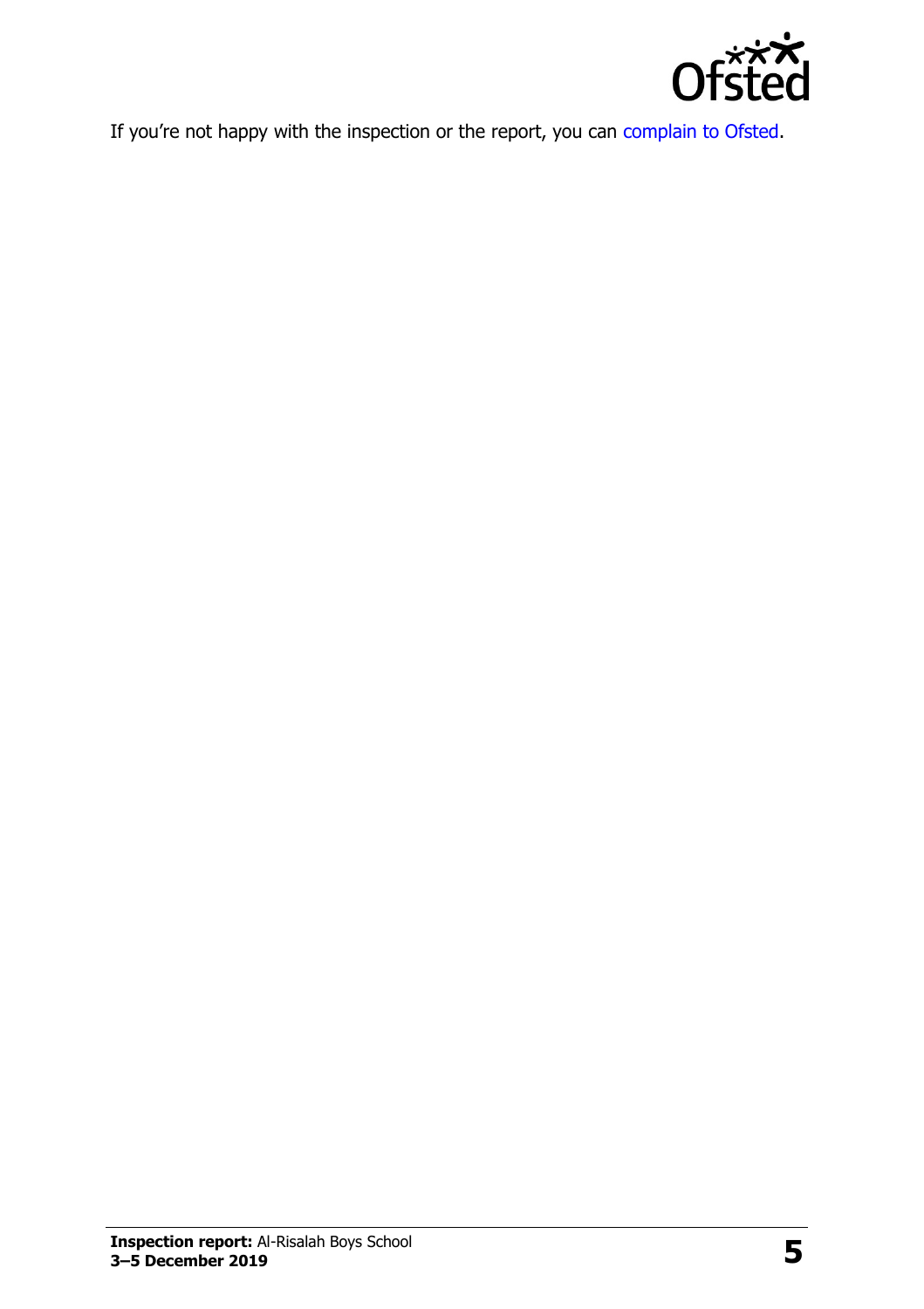If you're not happy with the inspection or the report, you can complain to Ofsted.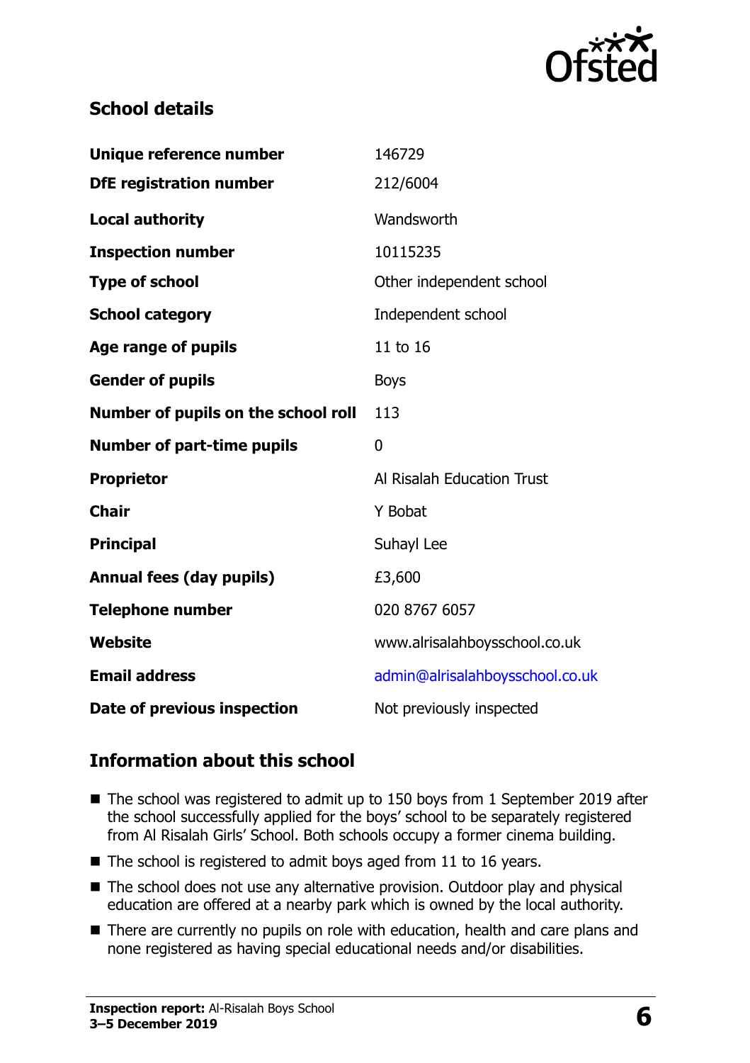## School details

| | |
|---|---|
| **Unique reference number** | 146729 |
| **DfE registration number** | 212/6004 |
| **Local authority** | Wandsworth |
| **Inspection number** | 10115235 |
| **Type of school** | Other independent school |
| **School category** | Independent school |
| **Age range of pupils** | 11 to 16 |
| **Gender of pupils** | Boys |
| **Number of pupils on the school roll** | 113 |
| **Number of part-time pupils** | 0 |
| **Proprietor** | Al Risalah Education Trust |
| **Chair** | Y Bobat |
| **Principal** | Suhayl Lee |
| **Annual fees (day pupils)** | £3,600 |
| **Telephone number** | 020 8767 6057 |
| **Website** | www.alrisalahboysschool.co.uk |
| **Email address** | admin@alrisalahboysschool.co.uk |
| **Date of previous inspection** | Not previously inspected |

## Information about this school

- The school was registered to admit up to 150 boys from 1 September 2019 after the school successfully applied for the boys' school to be separately registered from Al Risalah Girls' School. Both schools occupy a former cinema building.
- The school is registered to admit boys aged from 11 to 16 years.
- The school does not use any alternative provision. Outdoor play and physical education are offered at a nearby park which is owned by the local authority.
- There are currently no pupils on role with education, health and care plans and none registered as having special educational needs and/or disabilities.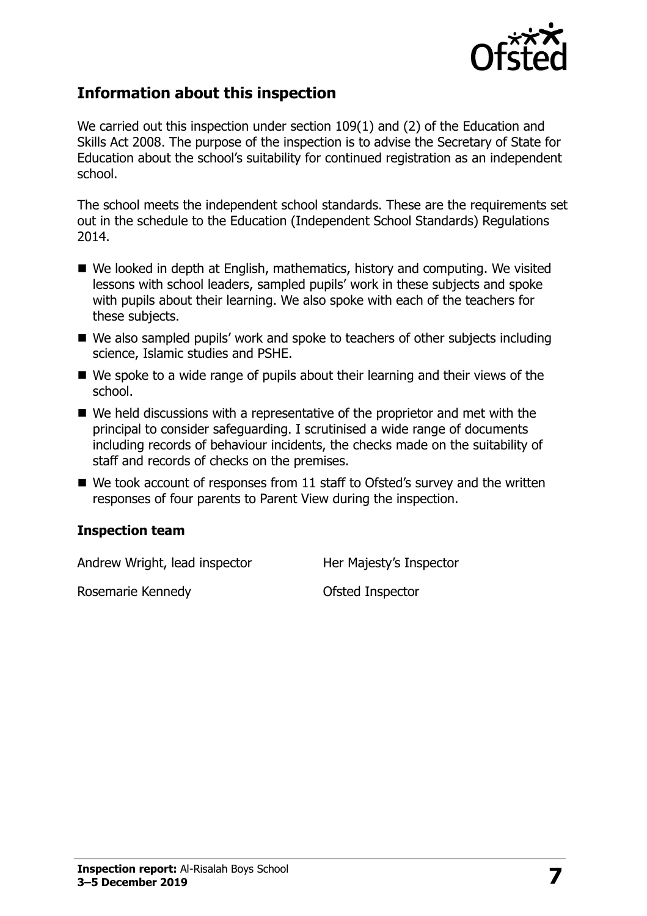## Information about this inspection

We carried out this inspection under section 109(1) and (2) of the Education and Skills Act 2008. The purpose of the inspection is to advise the Secretary of State for Education about the school's suitability for continued registration as an independent school.

The school meets the independent school standards. These are the requirements set out in the schedule to the Education (Independent School Standards) Regulations 2014.

- We looked in depth at English, mathematics, history and computing. We visited lessons with school leaders, sampled pupils' work in these subjects and spoke with pupils about their learning. We also spoke with each of the teachers for these subjects.
- We also sampled pupils' work and spoke to teachers of other subjects including science, Islamic studies and PSHE.
- We spoke to a wide range of pupils about their learning and their views of the school.
- We held discussions with a representative of the proprietor and met with the principal to consider safeguarding. I scrutinised a wide range of documents including records of behaviour incidents, the checks made on the suitability of staff and records of checks on the premises.
- We took account of responses from 11 staff to Ofsted's survey and the written responses of four parents to Parent View during the inspection.

### Inspection team

| | |
|---|---|
| Andrew Wright, lead inspector | Her Majesty's Inspector |
| Rosemarie Kennedy | Ofsted Inspector |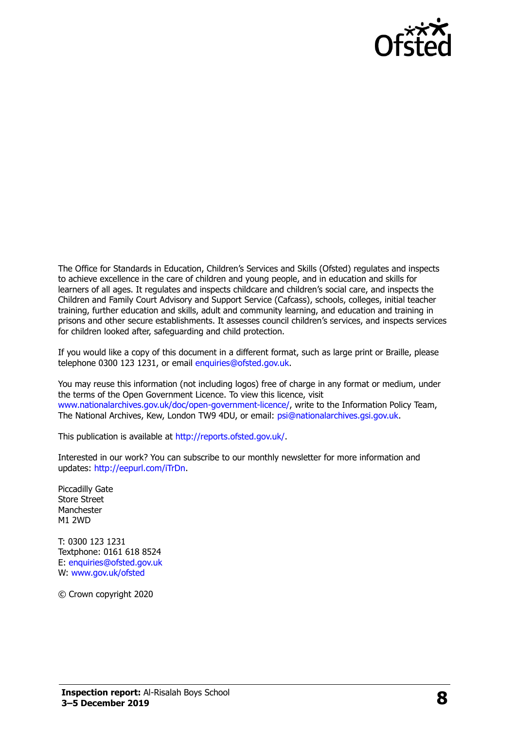The Office for Standards in Education, Children's Services and Skills (Ofsted) regulates and inspects to achieve excellence in the care of children and young people, and in education and skills for learners of all ages. It regulates and inspects childcare and children's social care, and inspects the Children and Family Court Advisory and Support Service (Cafcass), schools, colleges, initial teacher training, further education and skills, adult and community learning, and education and training in prisons and other secure establishments. It assesses council children's services, and inspects services for children looked after, safeguarding and child protection.

If you would like a copy of this document in a different format, such as large print or Braille, please telephone 0300 123 1231, or email enquiries@ofsted.gov.uk.

You may reuse this information (not including logos) free of charge in any format or medium, under the terms of the Open Government Licence. To view this licence, visit www.nationalarchives.gov.uk/doc/open-government-licence/, write to the Information Policy Team, The National Archives, Kew, London TW9 4DU, or email: psi@nationalarchives.gsi.gov.uk.

This publication is available at http://reports.ofsted.gov.uk/.

Interested in our work? You can subscribe to our monthly newsletter for more information and updates: http://eepurl.com/iTrDn.

Piccadilly Gate
Store Street
Manchester
M1 2WD

T: 0300 123 1231
Textphone: 0161 618 8524
E: enquiries@ofsted.gov.uk
W: www.gov.uk/ofsted

© Crown copyright 2020